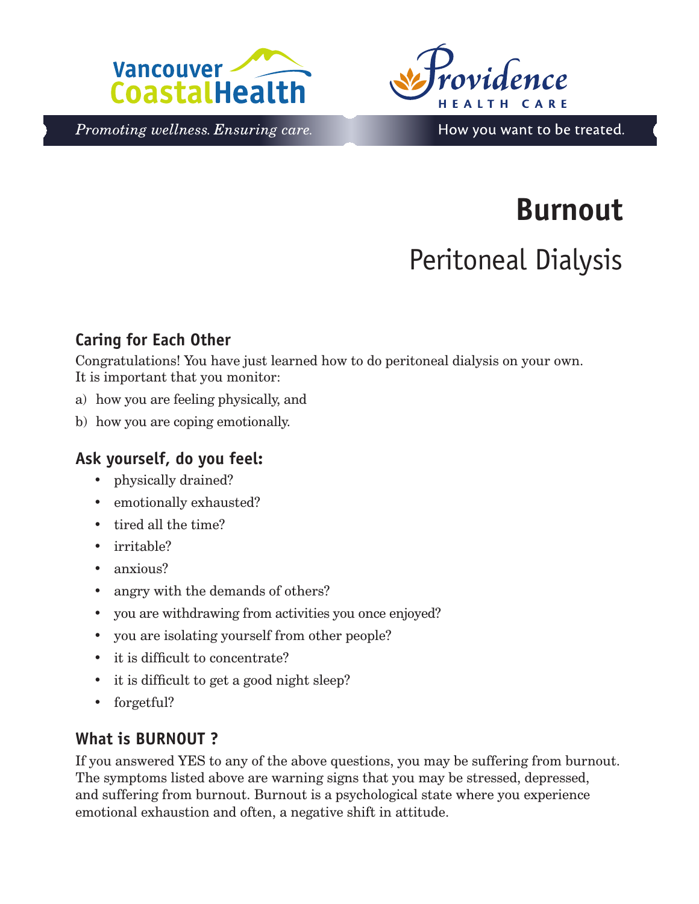Vancouver Coastal Health

*Promoting wellness. Ensuring care.*

Providence HEALTH CARE

How you want to be treated.

# Burnout

## Peritoneal Dialysis

### Caring for Each Other

Congratulations! You have just learned how to do peritoneal dialysis on your own. It is important that you monitor:

a) how you are feeling physically, and

b) how you are coping emotionally.

### Ask yourself, do you feel:

- physically drained?
- emotionally exhausted?
- tired all the time?
- irritable?
- anxious?
- angry with the demands of others?
- you are withdrawing from activities you once enjoyed?
- you are isolating yourself from other people?
- it is difficult to concentrate?
- it is difficult to get a good night sleep?
- forgetful?

### What is BURNOUT ?

If you answered YES to any of the above questions, you may be suffering from burnout. The symptoms listed above are warning signs that you may be stressed, depressed, and suffering from burnout. Burnout is a psychological state where you experience emotional exhaustion and often, a negative shift in attitude.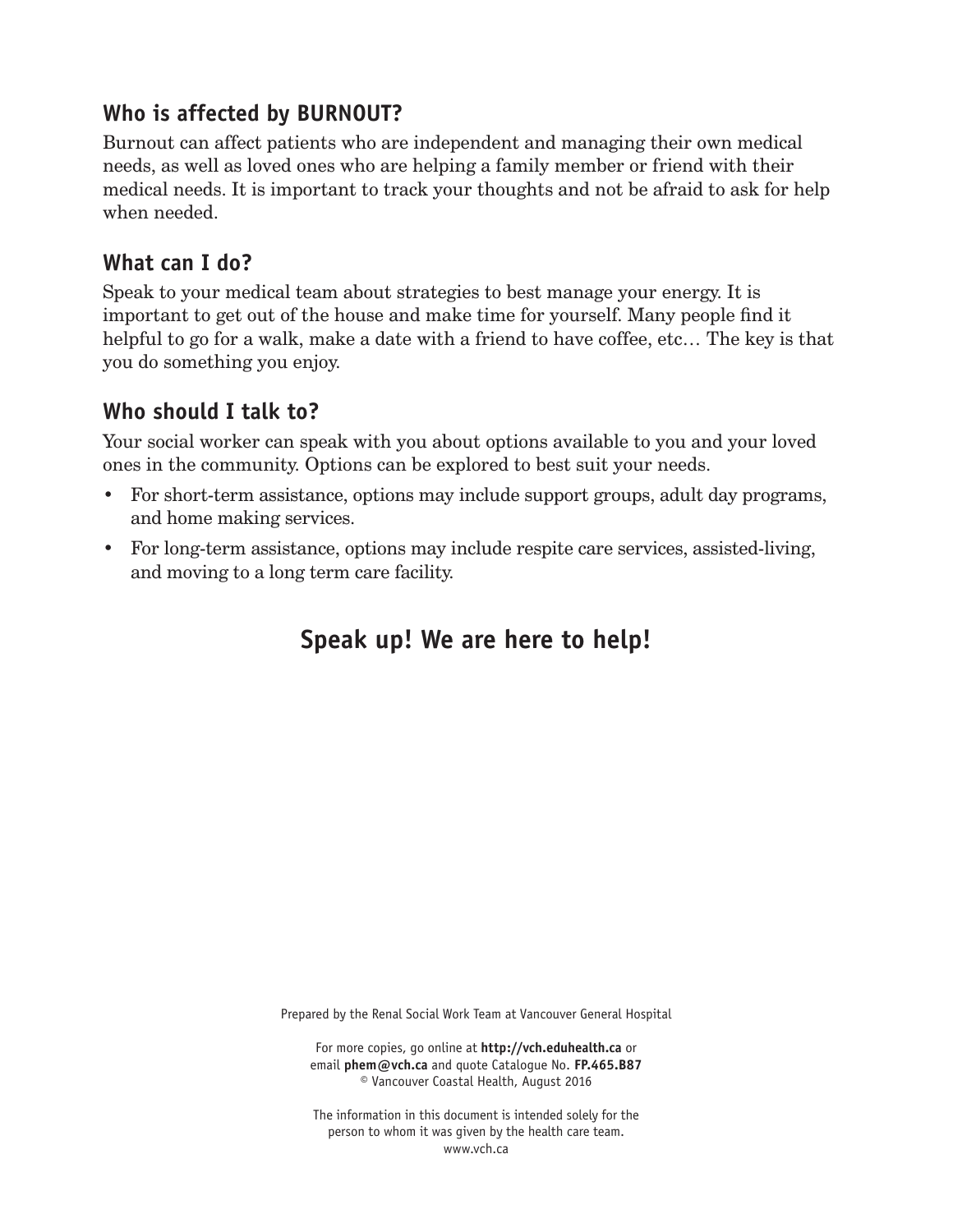## Who is affected by BURNOUT?

Burnout can affect patients who are independent and managing their own medical needs, as well as loved ones who are helping a family member or friend with their medical needs. It is important to track your thoughts and not be afraid to ask for help when needed.

## What can I do?

Speak to your medical team about strategies to best manage your energy. It is important to get out of the house and make time for yourself. Many people find it helpful to go for a walk, make a date with a friend to have coffee, etc… The key is that you do something you enjoy.

## Who should I talk to?

Your social worker can speak with you about options available to you and your loved ones in the community. Options can be explored to best suit your needs.

- For short-term assistance, options may include support groups, adult day programs, and home making services.
- For long-term assistance, options may include respite care services, assisted-living, and moving to a long term care facility.

## Speak up! We are here to help!

Prepared by the Renal Social Work Team at Vancouver General Hospital

For more copies, go online at **http://vch.eduhealth.ca** or email **phem@vch.ca** and quote Catalogue No. **FP.465.B87**
© Vancouver Coastal Health, August 2016

The information in this document is intended solely for the person to whom it was given by the health care team.
www.vch.ca